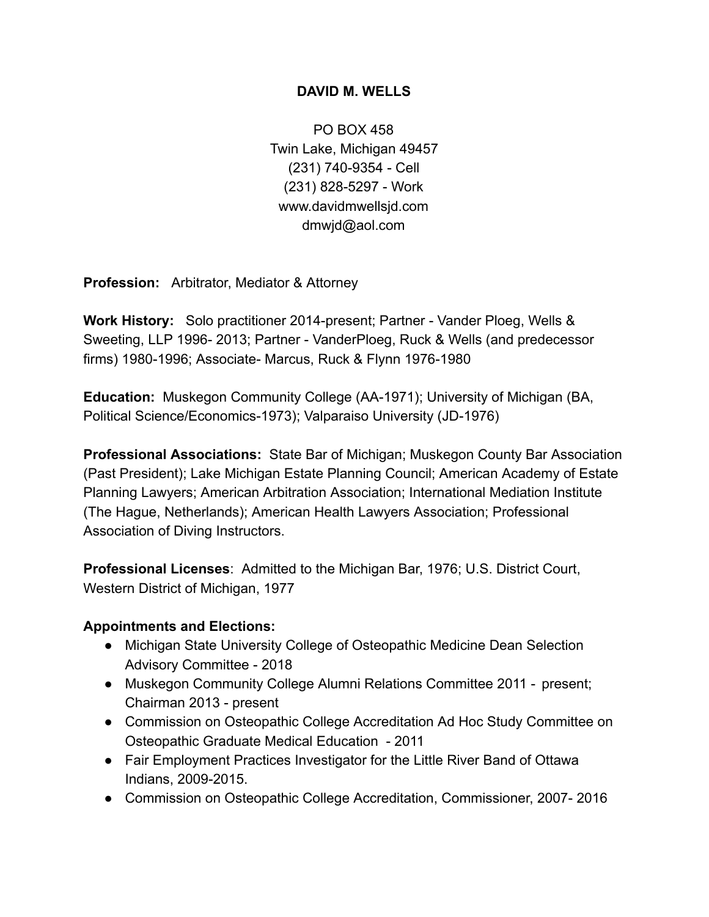# DAVID M. WELLS

PO BOX 458
Twin Lake, Michigan 49457
(231) 740-9354 - Cell
(231) 828-5297 - Work
www.davidmwellsjd.com
dmwjd@aol.com

**Profession:** Arbitrator, Mediator & Attorney

**Work History:** Solo practitioner 2014-present; Partner - Vander Ploeg, Wells & Sweeting, LLP 1996- 2013; Partner - VanderPloeg, Ruck & Wells (and predecessor firms) 1980-1996; Associate- Marcus, Ruck & Flynn 1976-1980

**Education:** Muskegon Community College (AA-1971); University of Michigan (BA, Political Science/Economics-1973); Valparaiso University (JD-1976)

**Professional Associations:** State Bar of Michigan; Muskegon County Bar Association (Past President); Lake Michigan Estate Planning Council; American Academy of Estate Planning Lawyers; American Arbitration Association; International Mediation Institute (The Hague, Netherlands); American Health Lawyers Association; Professional Association of Diving Instructors.

**Professional Licenses**: Admitted to the Michigan Bar, 1976; U.S. District Court, Western District of Michigan, 1977

**Appointments and Elections:**

- Michigan State University College of Osteopathic Medicine Dean Selection Advisory Committee - 2018
- Muskegon Community College Alumni Relations Committee 2011 - present; Chairman 2013 - present
- Commission on Osteopathic College Accreditation Ad Hoc Study Committee on Osteopathic Graduate Medical Education - 2011
- Fair Employment Practices Investigator for the Little River Band of Ottawa Indians, 2009-2015.
- Commission on Osteopathic College Accreditation, Commissioner, 2007- 2016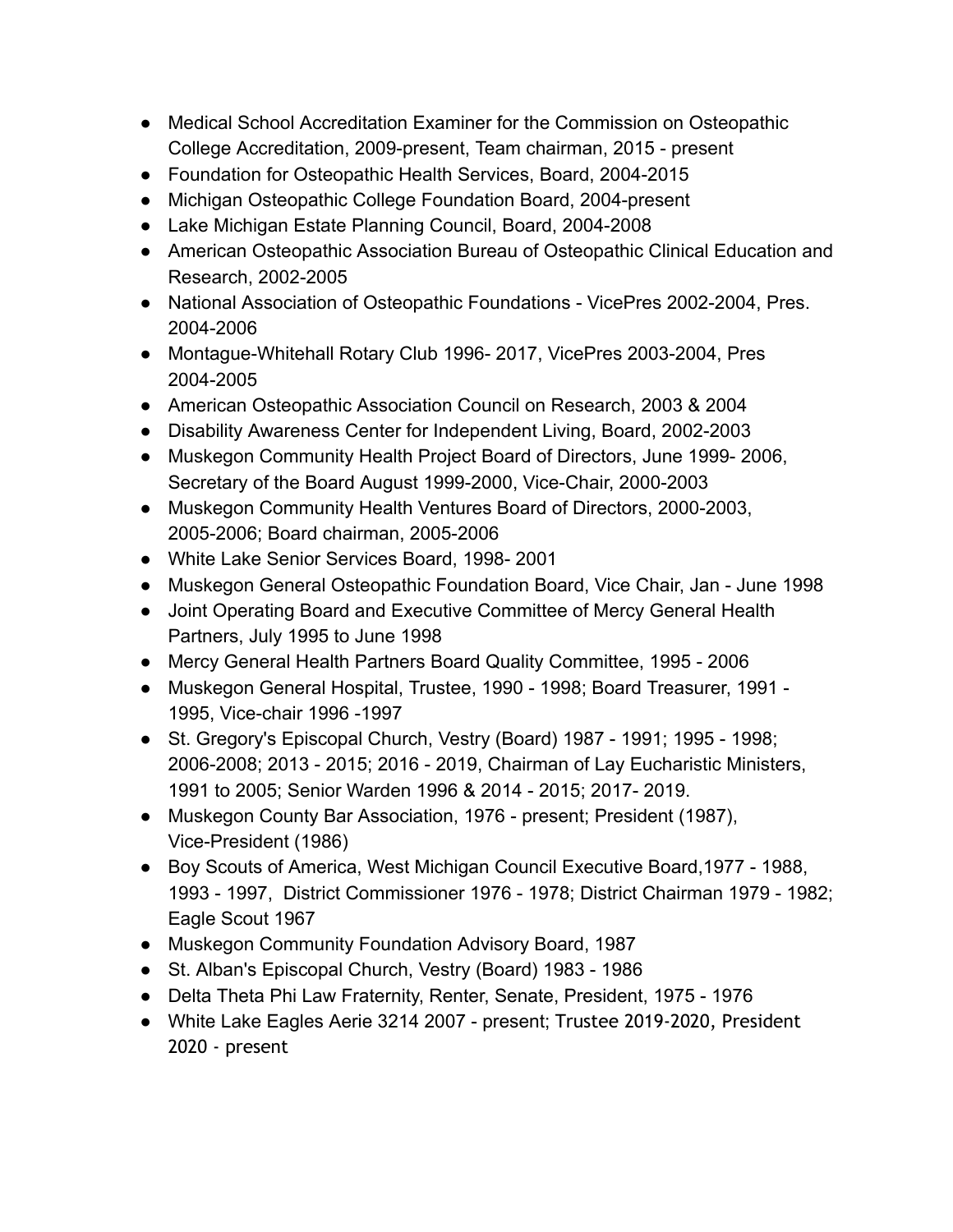- Medical School Accreditation Examiner for the Commission on Osteopathic College Accreditation, 2009-present, Team chairman, 2015 - present
- Foundation for Osteopathic Health Services, Board, 2004-2015
- Michigan Osteopathic College Foundation Board, 2004-present
- Lake Michigan Estate Planning Council, Board, 2004-2008
- American Osteopathic Association Bureau of Osteopathic Clinical Education and Research, 2002-2005
- National Association of Osteopathic Foundations - VicePres 2002-2004, Pres. 2004-2006
- Montague-Whitehall Rotary Club 1996- 2017, VicePres 2003-2004, Pres 2004-2005
- American Osteopathic Association Council on Research, 2003 & 2004
- Disability Awareness Center for Independent Living, Board, 2002-2003
- Muskegon Community Health Project Board of Directors, June 1999- 2006, Secretary of the Board August 1999-2000, Vice-Chair, 2000-2003
- Muskegon Community Health Ventures Board of Directors, 2000-2003, 2005-2006; Board chairman, 2005-2006
- White Lake Senior Services Board, 1998- 2001
- Muskegon General Osteopathic Foundation Board, Vice Chair, Jan - June 1998
- Joint Operating Board and Executive Committee of Mercy General Health Partners, July 1995 to June 1998
- Mercy General Health Partners Board Quality Committee, 1995 - 2006
- Muskegon General Hospital, Trustee, 1990 - 1998; Board Treasurer, 1991 - 1995, Vice-chair 1996 -1997
- St. Gregory's Episcopal Church, Vestry (Board) 1987 - 1991; 1995 - 1998; 2006-2008; 2013 - 2015; 2016 - 2019, Chairman of Lay Eucharistic Ministers, 1991 to 2005; Senior Warden 1996 & 2014 - 2015; 2017- 2019.
- Muskegon County Bar Association, 1976 - present; President (1987), Vice-President (1986)
- Boy Scouts of America, West Michigan Council Executive Board,1977 - 1988, 1993 - 1997, District Commissioner 1976 - 1978; District Chairman 1979 - 1982; Eagle Scout 1967
- Muskegon Community Foundation Advisory Board, 1987
- St. Alban's Episcopal Church, Vestry (Board) 1983 - 1986
- Delta Theta Phi Law Fraternity, Renter, Senate, President, 1975 - 1976
- White Lake Eagles Aerie 3214 2007 - present; Trustee 2019-2020, President 2020 - present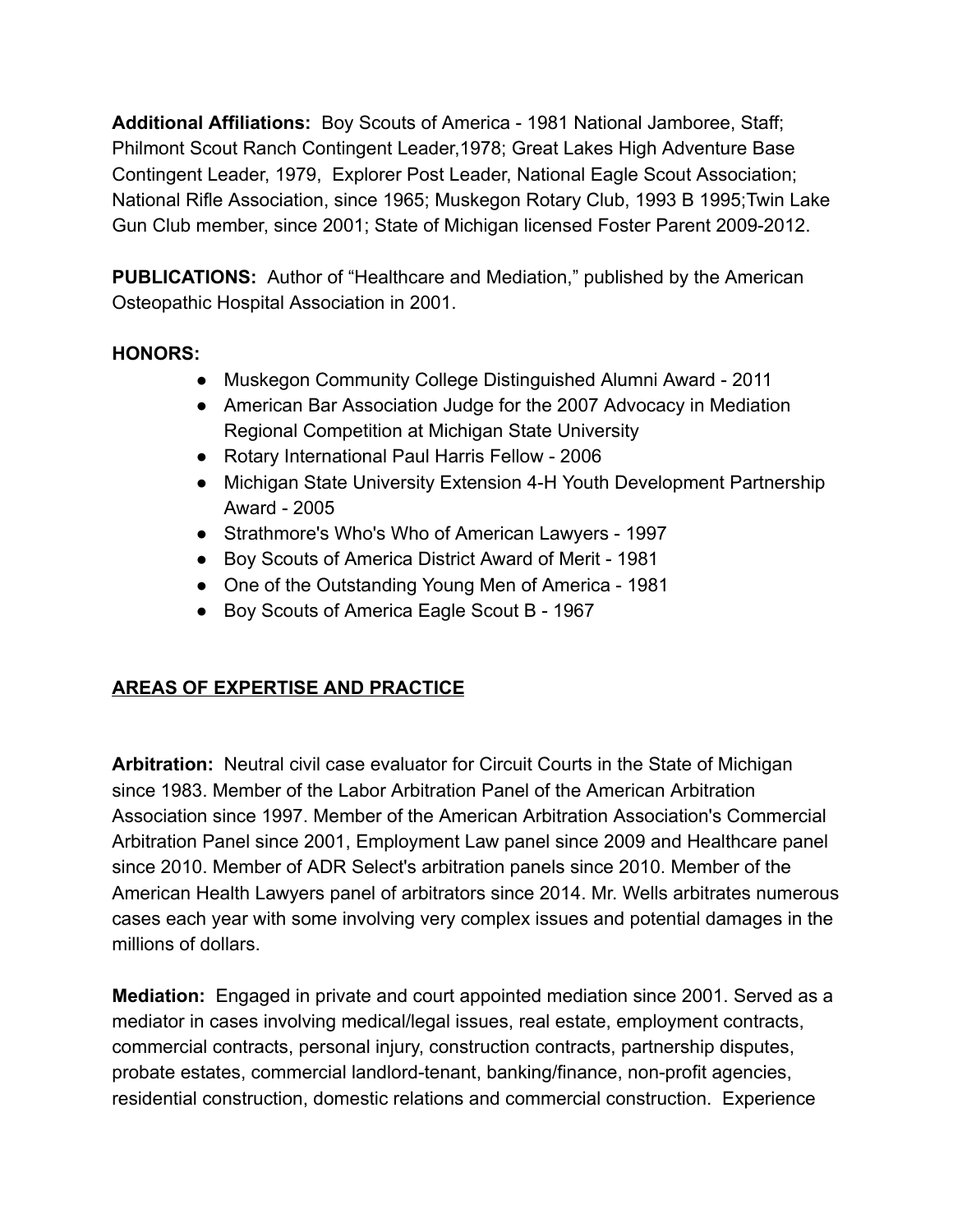**Additional Affiliations:** Boy Scouts of America - 1981 National Jamboree, Staff; Philmont Scout Ranch Contingent Leader,1978; Great Lakes High Adventure Base Contingent Leader, 1979, Explorer Post Leader, National Eagle Scout Association; National Rifle Association, since 1965; Muskegon Rotary Club, 1993 B 1995;Twin Lake Gun Club member, since 2001; State of Michigan licensed Foster Parent 2009-2012.

**PUBLICATIONS:** Author of "Healthcare and Mediation," published by the American Osteopathic Hospital Association in 2001.

**HONORS:**

- Muskegon Community College Distinguished Alumni Award - 2011
- American Bar Association Judge for the 2007 Advocacy in Mediation Regional Competition at Michigan State University
- Rotary International Paul Harris Fellow - 2006
- Michigan State University Extension 4-H Youth Development Partnership Award - 2005
- Strathmore's Who's Who of American Lawyers - 1997
- Boy Scouts of America District Award of Merit - 1981
- One of the Outstanding Young Men of America - 1981
- Boy Scouts of America Eagle Scout B - 1967

## AREAS OF EXPERTISE AND PRACTICE

**Arbitration:** Neutral civil case evaluator for Circuit Courts in the State of Michigan since 1983. Member of the Labor Arbitration Panel of the American Arbitration Association since 1997. Member of the American Arbitration Association's Commercial Arbitration Panel since 2001, Employment Law panel since 2009 and Healthcare panel since 2010. Member of ADR Select's arbitration panels since 2010. Member of the American Health Lawyers panel of arbitrators since 2014. Mr. Wells arbitrates numerous cases each year with some involving very complex issues and potential damages in the millions of dollars.

**Mediation:** Engaged in private and court appointed mediation since 2001. Served as a mediator in cases involving medical/legal issues, real estate, employment contracts, commercial contracts, personal injury, construction contracts, partnership disputes, probate estates, commercial landlord-tenant, banking/finance, non-profit agencies, residential construction, domestic relations and commercial construction. Experience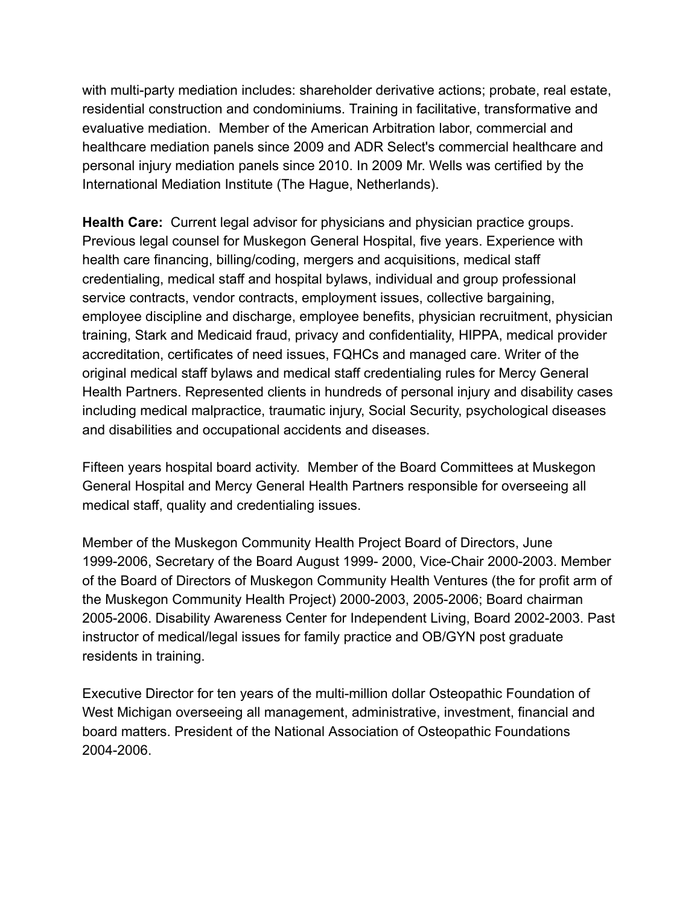with multi-party mediation includes: shareholder derivative actions; probate, real estate, residential construction and condominiums. Training in facilitative, transformative and evaluative mediation. Member of the American Arbitration labor, commercial and healthcare mediation panels since 2009 and ADR Select's commercial healthcare and personal injury mediation panels since 2010. In 2009 Mr. Wells was certified by the International Mediation Institute (The Hague, Netherlands).

**Health Care:** Current legal advisor for physicians and physician practice groups. Previous legal counsel for Muskegon General Hospital, five years. Experience with health care financing, billing/coding, mergers and acquisitions, medical staff credentialing, medical staff and hospital bylaws, individual and group professional service contracts, vendor contracts, employment issues, collective bargaining, employee discipline and discharge, employee benefits, physician recruitment, physician training, Stark and Medicaid fraud, privacy and confidentiality, HIPPA, medical provider accreditation, certificates of need issues, FQHCs and managed care. Writer of the original medical staff bylaws and medical staff credentialing rules for Mercy General Health Partners. Represented clients in hundreds of personal injury and disability cases including medical malpractice, traumatic injury, Social Security, psychological diseases and disabilities and occupational accidents and diseases.

Fifteen years hospital board activity. Member of the Board Committees at Muskegon General Hospital and Mercy General Health Partners responsible for overseeing all medical staff, quality and credentialing issues.

Member of the Muskegon Community Health Project Board of Directors, June 1999-2006, Secretary of the Board August 1999- 2000, Vice-Chair 2000-2003. Member of the Board of Directors of Muskegon Community Health Ventures (the for profit arm of the Muskegon Community Health Project) 2000-2003, 2005-2006; Board chairman 2005-2006. Disability Awareness Center for Independent Living, Board 2002-2003. Past instructor of medical/legal issues for family practice and OB/GYN post graduate residents in training.

Executive Director for ten years of the multi-million dollar Osteopathic Foundation of West Michigan overseeing all management, administrative, investment, financial and board matters. President of the National Association of Osteopathic Foundations 2004-2006.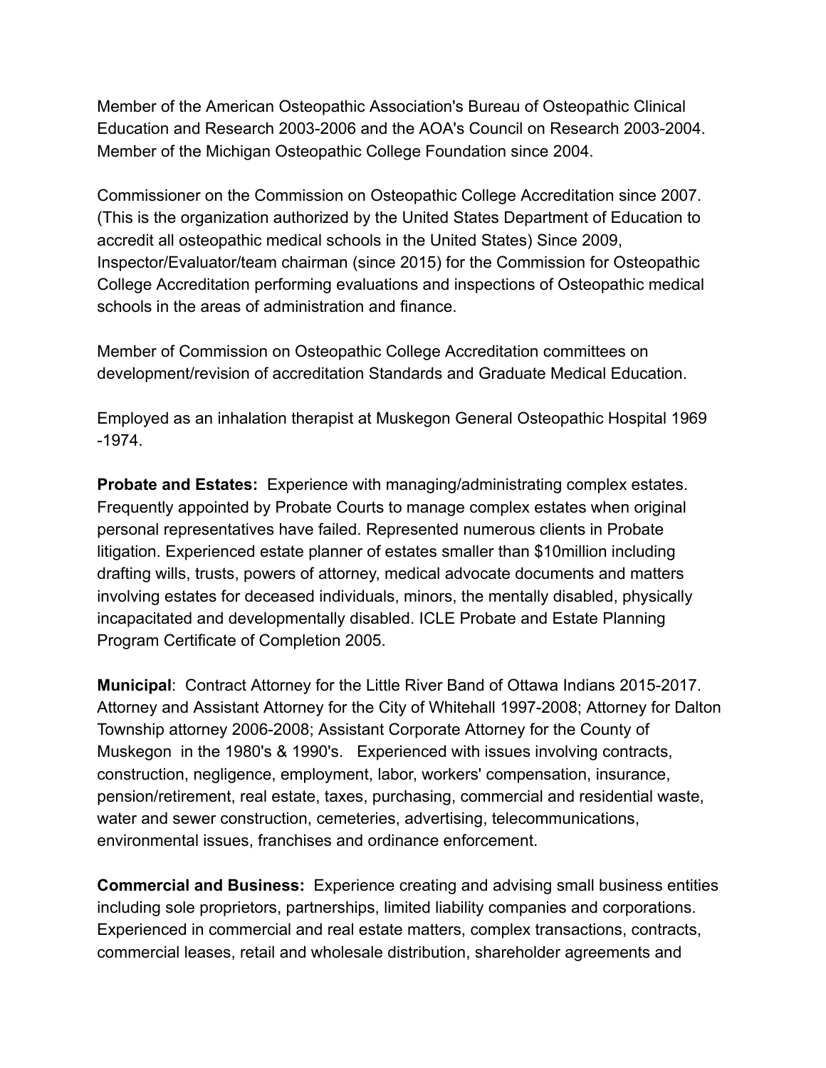Member of the American Osteopathic Association's Bureau of Osteopathic Clinical Education and Research 2003-2006 and the AOA's Council on Research 2003-2004. Member of the Michigan Osteopathic College Foundation since 2004.

Commissioner on the Commission on Osteopathic College Accreditation since 2007. (This is the organization authorized by the United States Department of Education to accredit all osteopathic medical schools in the United States) Since 2009, Inspector/Evaluator/team chairman (since 2015) for the Commission for Osteopathic College Accreditation performing evaluations and inspections of Osteopathic medical schools in the areas of administration and finance.

Member of Commission on Osteopathic College Accreditation committees on development/revision of accreditation Standards and Graduate Medical Education.

Employed as an inhalation therapist at Muskegon General Osteopathic Hospital 1969 -1974.

**Probate and Estates:** Experience with managing/administrating complex estates. Frequently appointed by Probate Courts to manage complex estates when original personal representatives have failed. Represented numerous clients in Probate litigation. Experienced estate planner of estates smaller than $10million including drafting wills, trusts, powers of attorney, medical advocate documents and matters involving estates for deceased individuals, minors, the mentally disabled, physically incapacitated and developmentally disabled. ICLE Probate and Estate Planning Program Certificate of Completion 2005.

**Municipal**: Contract Attorney for the Little River Band of Ottawa Indians 2015-2017. Attorney and Assistant Attorney for the City of Whitehall 1997-2008; Attorney for Dalton Township attorney 2006-2008; Assistant Corporate Attorney for the County of Muskegon in the 1980's & 1990's. Experienced with issues involving contracts, construction, negligence, employment, labor, workers' compensation, insurance, pension/retirement, real estate, taxes, purchasing, commercial and residential waste, water and sewer construction, cemeteries, advertising, telecommunications, environmental issues, franchises and ordinance enforcement.

**Commercial and Business:** Experience creating and advising small business entities including sole proprietors, partnerships, limited liability companies and corporations. Experienced in commercial and real estate matters, complex transactions, contracts, commercial leases, retail and wholesale distribution, shareholder agreements and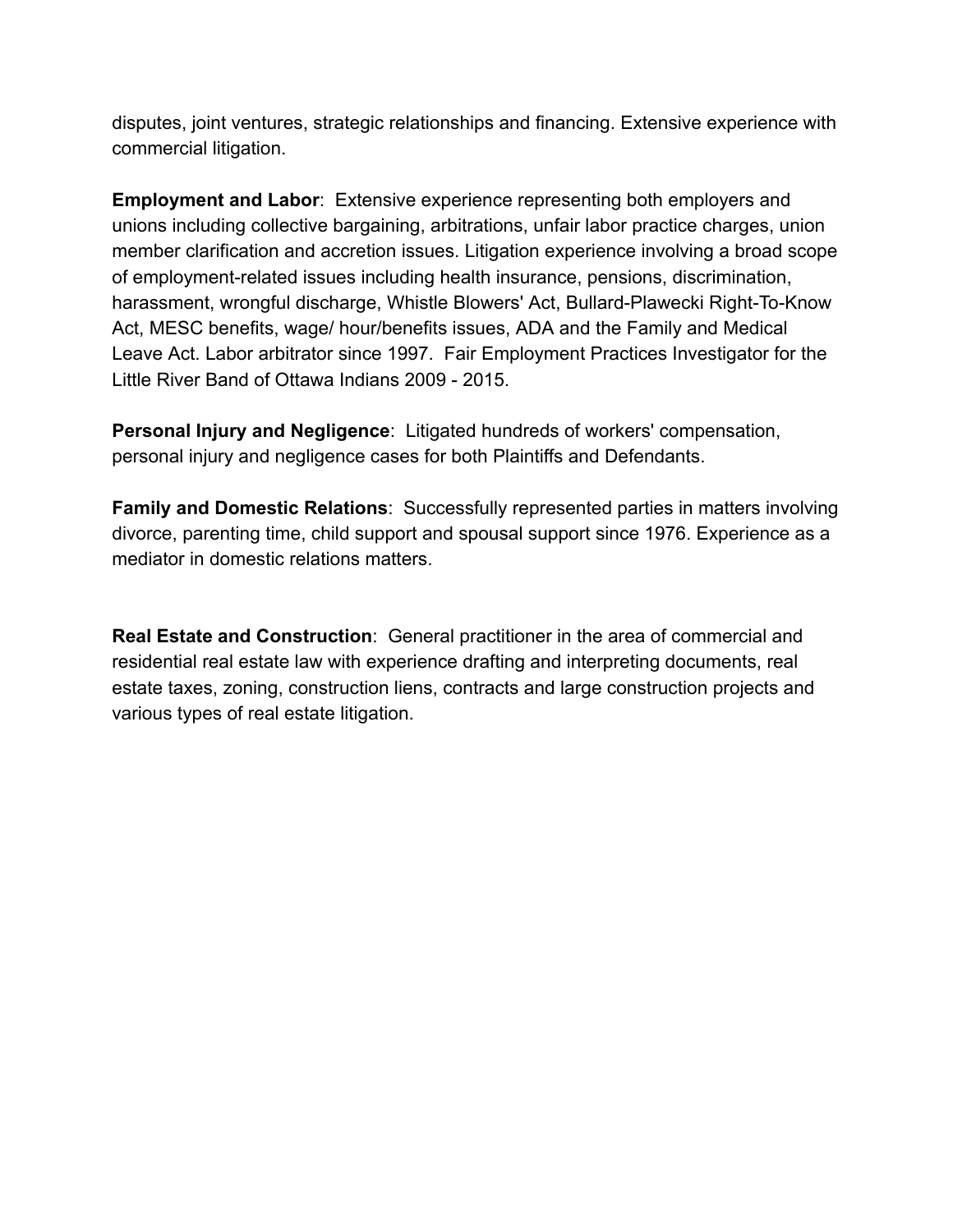disputes, joint ventures, strategic relationships and financing. Extensive experience with commercial litigation.

**Employment and Labor**: Extensive experience representing both employers and unions including collective bargaining, arbitrations, unfair labor practice charges, union member clarification and accretion issues. Litigation experience involving a broad scope of employment-related issues including health insurance, pensions, discrimination, harassment, wrongful discharge, Whistle Blowers' Act, Bullard-Plawecki Right-To-Know Act, MESC benefits, wage/ hour/benefits issues, ADA and the Family and Medical Leave Act. Labor arbitrator since 1997. Fair Employment Practices Investigator for the Little River Band of Ottawa Indians 2009 - 2015.

**Personal Injury and Negligence**: Litigated hundreds of workers' compensation, personal injury and negligence cases for both Plaintiffs and Defendants.

**Family and Domestic Relations**: Successfully represented parties in matters involving divorce, parenting time, child support and spousal support since 1976. Experience as a mediator in domestic relations matters.

**Real Estate and Construction**: General practitioner in the area of commercial and residential real estate law with experience drafting and interpreting documents, real estate taxes, zoning, construction liens, contracts and large construction projects and various types of real estate litigation.